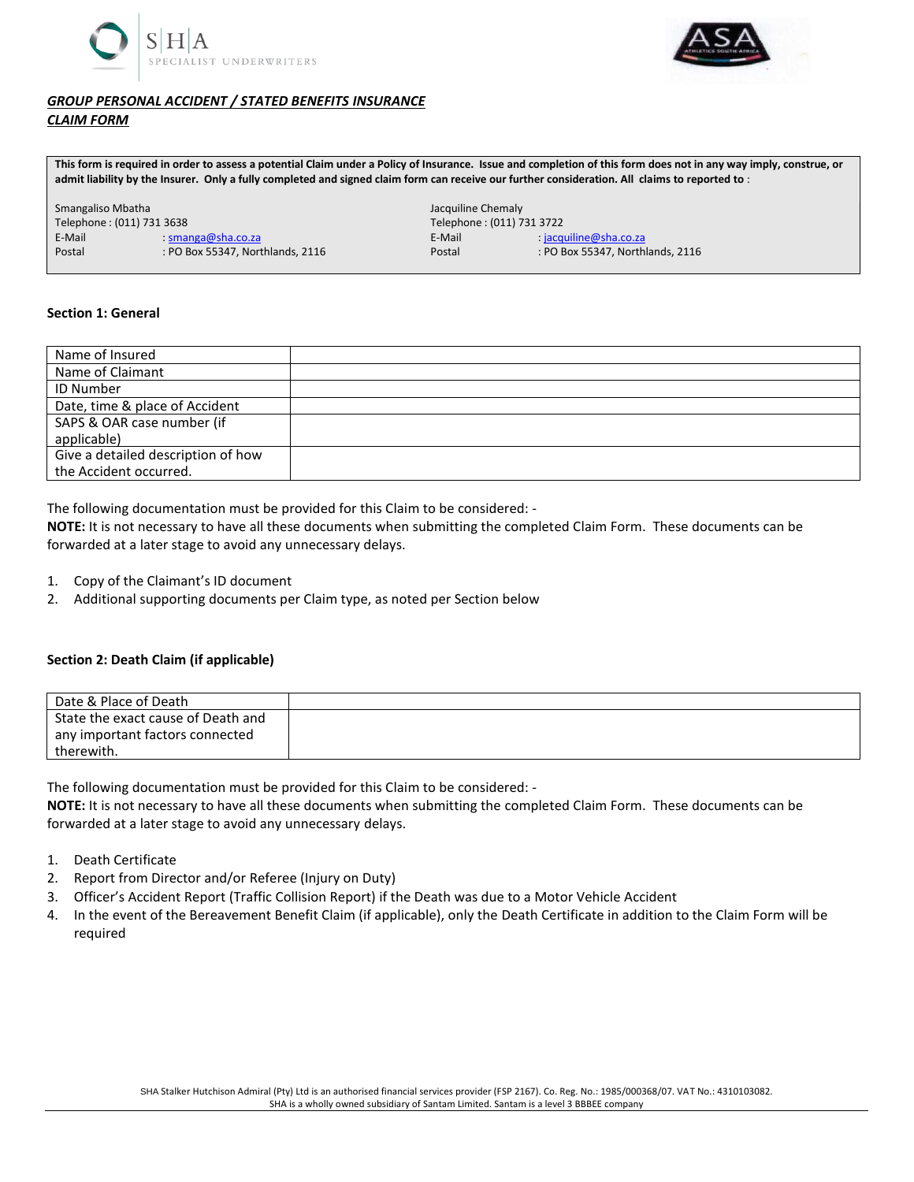SHA SPECIALIST UNDERWRITERS

***GROUP PERSONAL ACCIDENT / STATED BENEFITS INSURANCE***
***CLAIM FORM***

**This form is required in order to assess a potential Claim under a Policy of Insurance. Issue and completion of this form does not in any way imply, construe, or admit liability by the Insurer. Only a fully completed and signed claim form can receive our further consideration. All claims to reported to** :

Smangaliso Mbatha
Telephone : (011) 731 3638
E-Mail : smanga@sha.co.za
Postal : PO Box 55347, Northlands, 2116

Jacquiline Chemaly
Telephone : (011) 731 3722
E-Mail : jacquiline@sha.co.za
Postal : PO Box 55347, Northlands, 2116

**Section 1: General**

| | |
|---|---|
| Name of Insured | |
| Name of Claimant | |
| ID Number | |
| Date, time & place of Accident | |
| SAPS & OAR case number (if applicable) | |
| Give a detailed description of how the Accident occurred. | |

The following documentation must be provided for this Claim to be considered: -
**NOTE:** It is not necessary to have all these documents when submitting the completed Claim Form. These documents can be forwarded at a later stage to avoid any unnecessary delays.

1. Copy of the Claimant's ID document
2. Additional supporting documents per Claim type, as noted per Section below

**Section 2: Death Claim (if applicable)**

| | |
|---|---|
| Date & Place of Death | |
| State the exact cause of Death and any important factors connected therewith. | |

The following documentation must be provided for this Claim to be considered: -
**NOTE:** It is not necessary to have all these documents when submitting the completed Claim Form. These documents can be forwarded at a later stage to avoid any unnecessary delays.

1. Death Certificate
2. Report from Director and/or Referee (Injury on Duty)
3. Officer's Accident Report (Traffic Collision Report) if the Death was due to a Motor Vehicle Accident
4. In the event of the Bereavement Benefit Claim (if applicable), only the Death Certificate in addition to the Claim Form will be required

SHA Stalker Hutchison Admiral (Pty) Ltd is an authorised financial services provider (FSP 2167). Co. Reg. No.: 1985/000368/07. VAT No.: 4310103082.
SHA is a wholly owned subsidiary of Santam Limited. Santam is a level 3 BBBEE company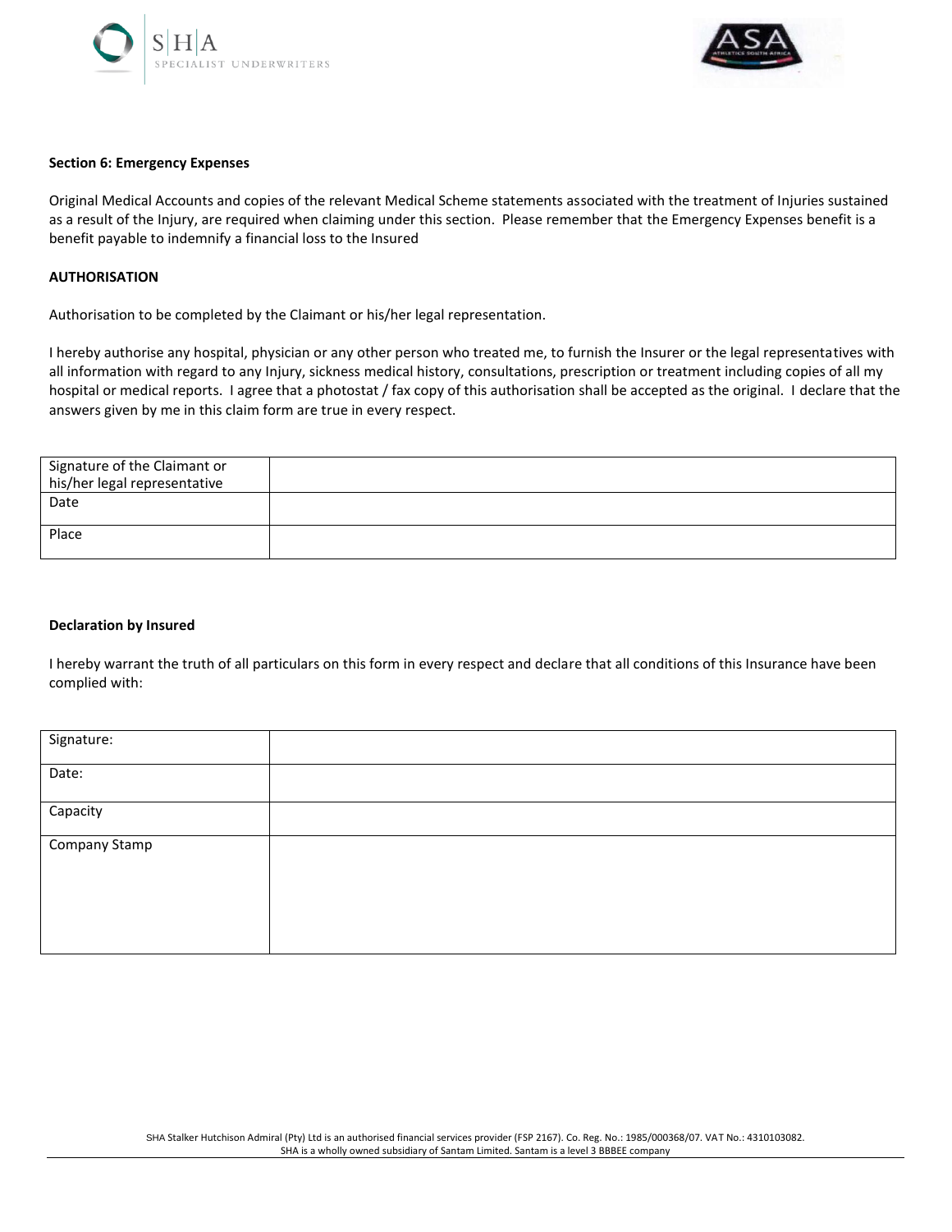**Section 6: Emergency Expenses**

Original Medical Accounts and copies of the relevant Medical Scheme statements associated with the treatment of Injuries sustained as a result of the Injury, are required when claiming under this section. Please remember that the Emergency Expenses benefit is a benefit payable to indemnify a financial loss to the Insured

**AUTHORISATION**

Authorisation to be completed by the Claimant or his/her legal representation.

I hereby authorise any hospital, physician or any other person who treated me, to furnish the Insurer or the legal representatives with all information with regard to any Injury, sickness medical history, consultations, prescription or treatment including copies of all my hospital or medical reports. I agree that a photostat / fax copy of this authorisation shall be accepted as the original. I declare that the answers given by me in this claim form are true in every respect.

| Signature of the Claimant or his/her legal representative | |
|---|---|
| Date | |
| Place | |

**Declaration by Insured**

I hereby warrant the truth of all particulars on this form in every respect and declare that all conditions of this Insurance have been complied with:

| Signature: | |
|---|---|
| Date: | |
| Capacity | |
| Company Stamp | |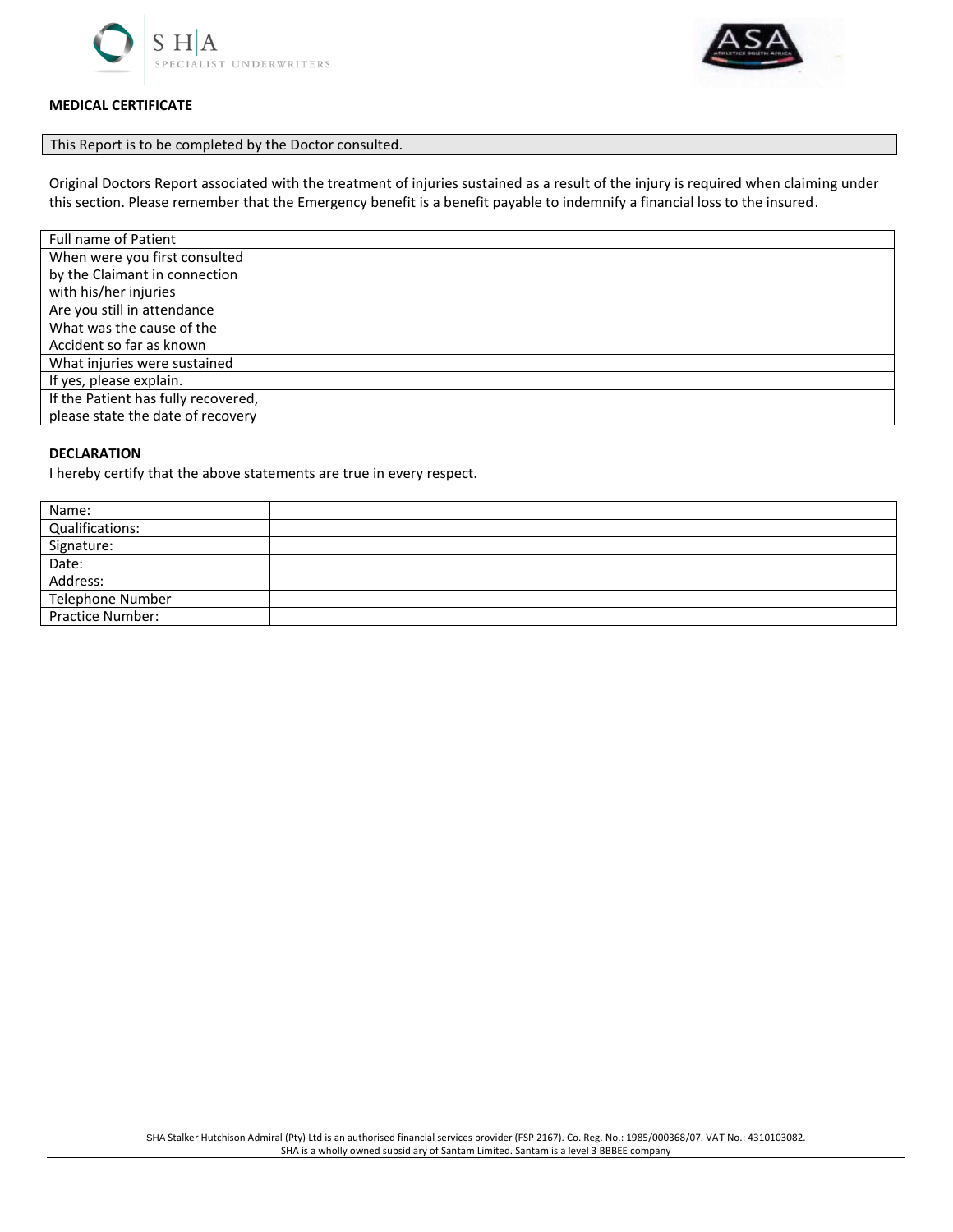**MEDICAL CERTIFICATE**

This Report is to be completed by the Doctor consulted.

Original Doctors Report associated with the treatment of injuries sustained as a result of the injury is required when claiming under this section. Please remember that the Emergency benefit is a benefit payable to indemnify a financial loss to the insured.

| | |
|---|---|
| Full name of Patient | |
| When were you first consulted by the Claimant in connection with his/her injuries | |
| Are you still in attendance | |
| What was the cause of the Accident so far as known | |
| What injuries were sustained | |
| If yes, please explain. | |
| If the Patient has fully recovered, please state the date of recovery | |

**DECLARATION**

I hereby certify that the above statements are true in every respect.

| | |
|---|---|
| Name: | |
| Qualifications: | |
| Signature: | |
| Date: | |
| Address: | |
| Telephone Number | |
| Practice Number: | |

SHA Stalker Hutchison Admiral (Pty) Ltd is an authorised financial services provider (FSP 2167). Co. Reg. No.: 1985/000368/07. VAT No.: 4310103082.
SHA is a wholly owned subsidiary of Santam Limited. Santam is a level 3 BBBEE company